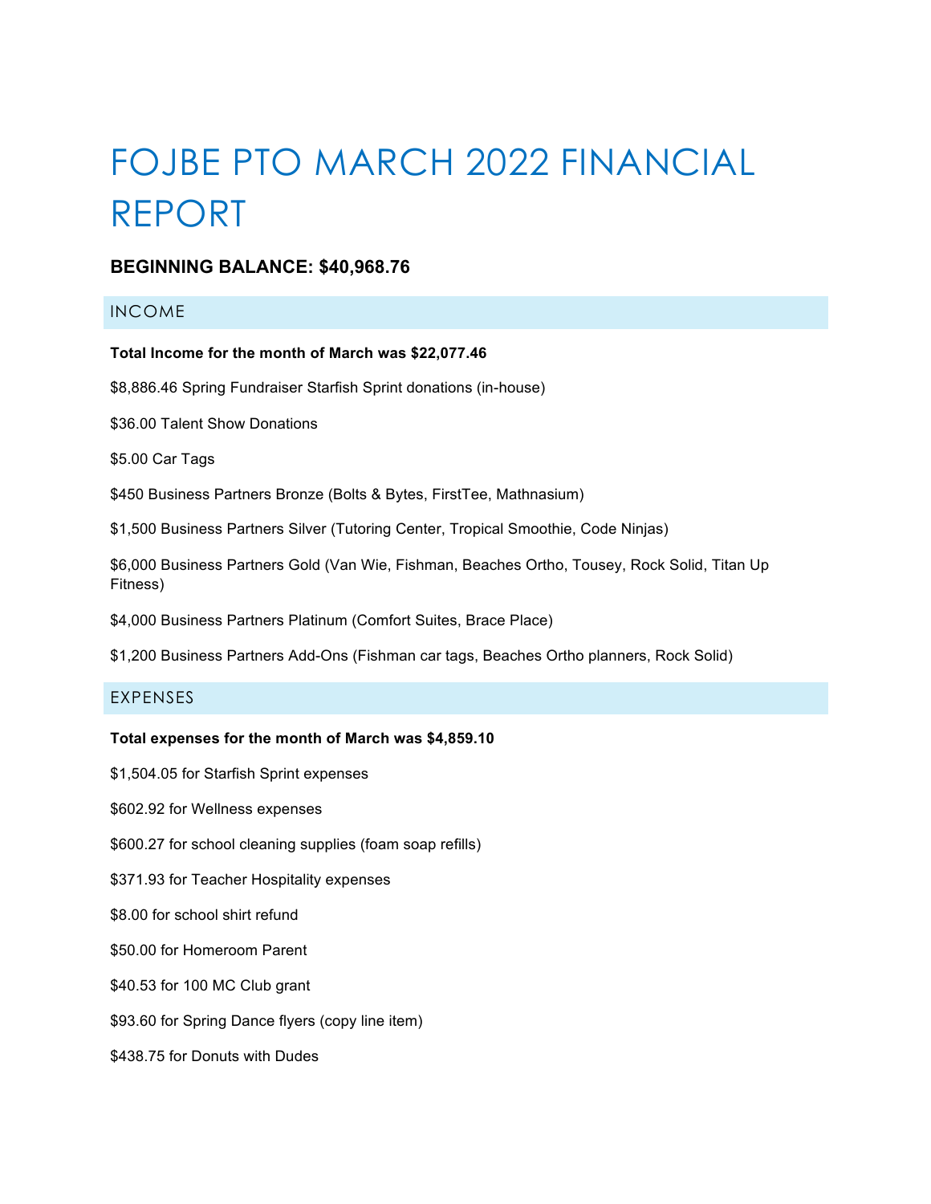# FOJBE PTO MARCH 2022 FINANCIAL REPORT

### BEGINNING BALANCE: $40,968.76

## INCOME

**Total Income for the month of March was $22,077.46**

$8,886.46 Spring Fundraiser Starfish Sprint donations (in-house)

$36.00 Talent Show Donations

$5.00 Car Tags

$450 Business Partners Bronze (Bolts & Bytes, FirstTee, Mathnasium)

$1,500 Business Partners Silver (Tutoring Center, Tropical Smoothie, Code Ninjas)

$6,000 Business Partners Gold (Van Wie, Fishman, Beaches Ortho, Tousey, Rock Solid, Titan Up Fitness)

$4,000 Business Partners Platinum (Comfort Suites, Brace Place)

$1,200 Business Partners Add-Ons (Fishman car tags, Beaches Ortho planners, Rock Solid)

## EXPENSES

**Total expenses for the month of March was $4,859.10**

$1,504.05 for Starfish Sprint expenses

$602.92 for Wellness expenses

$600.27 for school cleaning supplies (foam soap refills)

$371.93 for Teacher Hospitality expenses

$8.00 for school shirt refund

$50.00 for Homeroom Parent

$40.53 for 100 MC Club grant

$93.60 for Spring Dance flyers (copy line item)

$438.75 for Donuts with Dudes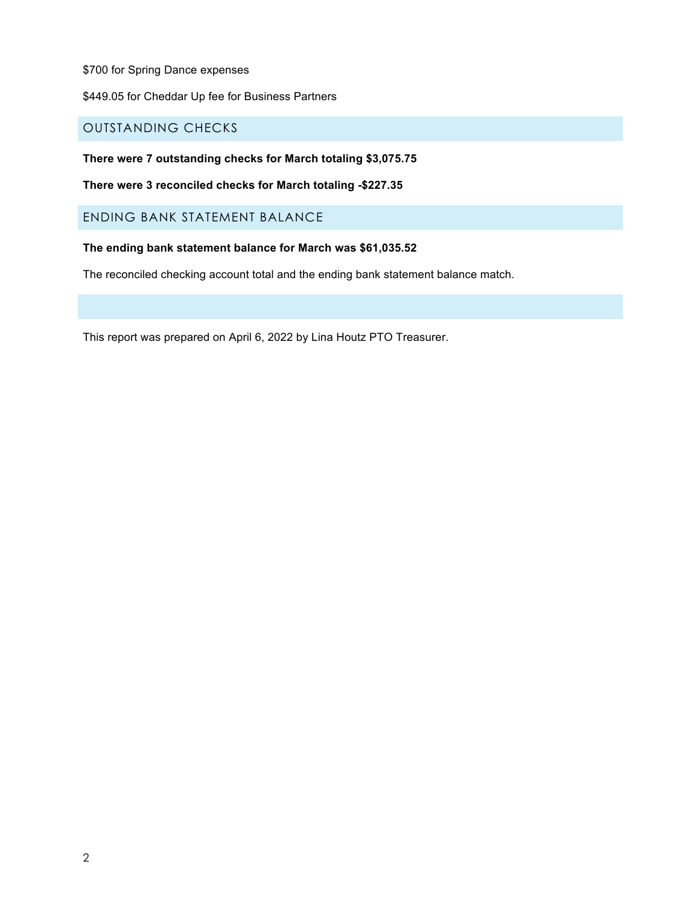$700 for Spring Dance expenses

$449.05 for Cheddar Up fee for Business Partners

## OUTSTANDING CHECKS

**There were 7 outstanding checks for March totaling $3,075.75**

**There were 3 reconciled checks for March totaling -$227.35**

## ENDING BANK STATEMENT BALANCE

**The ending bank statement balance for March was $61,035.52**

The reconciled checking account total and the ending bank statement balance match.

This report was prepared on April 6, 2022 by Lina Houtz PTO Treasurer.